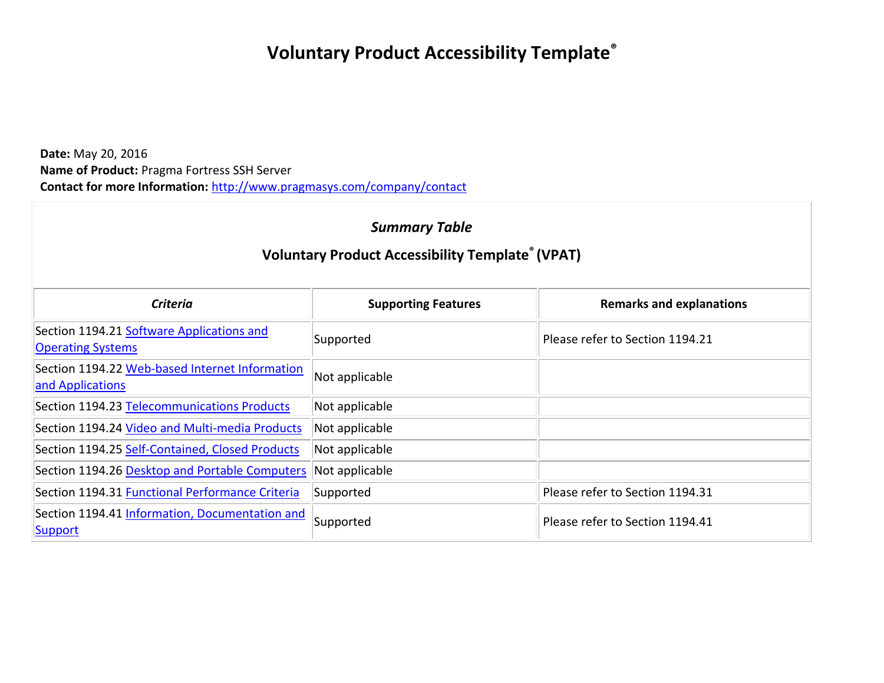# Voluntary Product Accessibility Template®

**Date:** May 20, 2016
**Name of Product:** Pragma Fortress SSH Server
**Contact for more Information:** [http://www.pragmasys.com/company/contact](http://www.pragmasys.com/company/contact)

### *Summary Table*

### Voluntary Product Accessibility Template® (VPAT)

| *Criteria* | Supporting Features | Remarks and explanations |
|---|---|---|
| Section 1194.21 Software Applications and Operating Systems | Supported | Please refer to Section 1194.21 |
| Section 1194.22 Web-based Internet Information and Applications | Not applicable | |
| Section 1194.23 Telecommunications Products | Not applicable | |
| Section 1194.24 Video and Multi-media Products | Not applicable | |
| Section 1194.25 Self-Contained, Closed Products | Not applicable | |
| Section 1194.26 Desktop and Portable Computers | Not applicable | |
| Section 1194.31 Functional Performance Criteria | Supported | Please refer to Section 1194.31 |
| Section 1194.41 Information, Documentation and Support | Supported | Please refer to Section 1194.41 |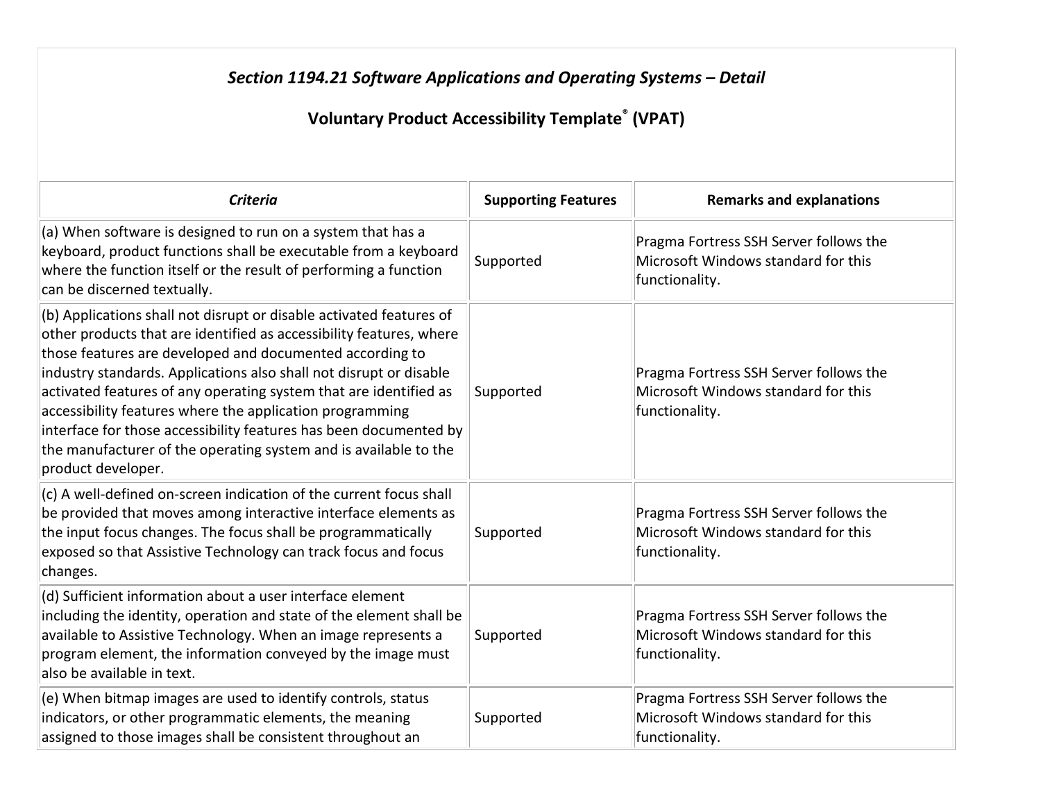### *Section 1194.21 Software Applications and Operating Systems – Detail*

### Voluntary Product Accessibility Template® (VPAT)

| *Criteria* | Supporting Features | Remarks and explanations |
|---|---|---|
| (a) When software is designed to run on a system that has a keyboard, product functions shall be executable from a keyboard where the function itself or the result of performing a function can be discerned textually. | Supported | Pragma Fortress SSH Server follows the Microsoft Windows standard for this functionality. |
| (b) Applications shall not disrupt or disable activated features of other products that are identified as accessibility features, where those features are developed and documented according to industry standards. Applications also shall not disrupt or disable activated features of any operating system that are identified as accessibility features where the application programming interface for those accessibility features has been documented by the manufacturer of the operating system and is available to the product developer. | Supported | Pragma Fortress SSH Server follows the Microsoft Windows standard for this functionality. |
| (c) A well-defined on-screen indication of the current focus shall be provided that moves among interactive interface elements as the input focus changes. The focus shall be programmatically exposed so that Assistive Technology can track focus and focus changes. | Supported | Pragma Fortress SSH Server follows the Microsoft Windows standard for this functionality. |
| (d) Sufficient information about a user interface element including the identity, operation and state of the element shall be available to Assistive Technology. When an image represents a program element, the information conveyed by the image must also be available in text. | Supported | Pragma Fortress SSH Server follows the Microsoft Windows standard for this functionality. |
| (e) When bitmap images are used to identify controls, status indicators, or other programmatic elements, the meaning assigned to those images shall be consistent throughout an | Supported | Pragma Fortress SSH Server follows the Microsoft Windows standard for this functionality. |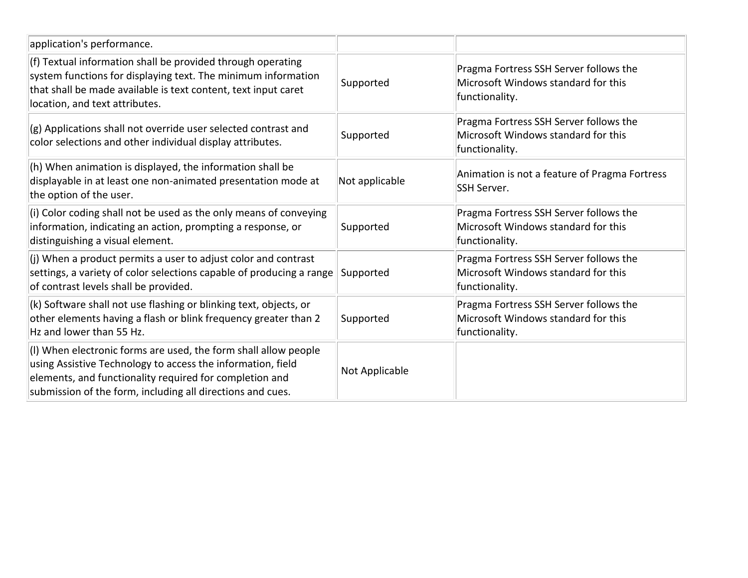| | | |
|---|---|---|
| application's performance. | | |
| (f) Textual information shall be provided through operating system functions for displaying text. The minimum information that shall be made available is text content, text input caret location, and text attributes. | Supported | Pragma Fortress SSH Server follows the Microsoft Windows standard for this functionality. |
| (g) Applications shall not override user selected contrast and color selections and other individual display attributes. | Supported | Pragma Fortress SSH Server follows the Microsoft Windows standard for this functionality. |
| (h) When animation is displayed, the information shall be displayable in at least one non-animated presentation mode at the option of the user. | Not applicable | Animation is not a feature of Pragma Fortress SSH Server. |
| (i) Color coding shall not be used as the only means of conveying information, indicating an action, prompting a response, or distinguishing a visual element. | Supported | Pragma Fortress SSH Server follows the Microsoft Windows standard for this functionality. |
| (j) When a product permits a user to adjust color and contrast settings, a variety of color selections capable of producing a range of contrast levels shall be provided. | Supported | Pragma Fortress SSH Server follows the Microsoft Windows standard for this functionality. |
| (k) Software shall not use flashing or blinking text, objects, or other elements having a flash or blink frequency greater than 2 Hz and lower than 55 Hz. | Supported | Pragma Fortress SSH Server follows the Microsoft Windows standard for this functionality. |
| (l) When electronic forms are used, the form shall allow people using Assistive Technology to access the information, field elements, and functionality required for completion and submission of the form, including all directions and cues. | Not Applicable | |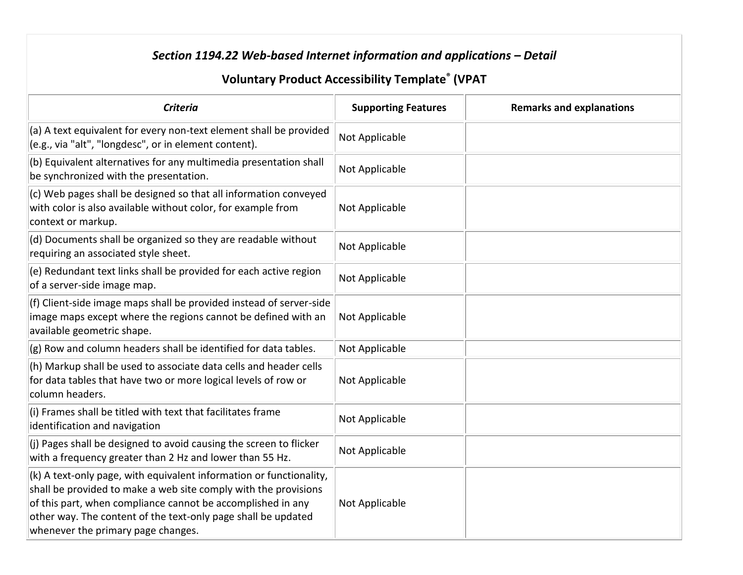### *Section 1194.22 Web-based Internet information and applications – Detail*

### Voluntary Product Accessibility Template® (VPAT

| *Criteria* | Supporting Features | Remarks and explanations |
| --- | --- | --- |
| (a) A text equivalent for every non-text element shall be provided (e.g., via "alt", "longdesc", or in element content). | Not Applicable | |
| (b) Equivalent alternatives for any multimedia presentation shall be synchronized with the presentation. | Not Applicable | |
| (c) Web pages shall be designed so that all information conveyed with color is also available without color, for example from context or markup. | Not Applicable | |
| (d) Documents shall be organized so they are readable without requiring an associated style sheet. | Not Applicable | |
| (e) Redundant text links shall be provided for each active region of a server-side image map. | Not Applicable | |
| (f) Client-side image maps shall be provided instead of server-side image maps except where the regions cannot be defined with an available geometric shape. | Not Applicable | |
| (g) Row and column headers shall be identified for data tables. | Not Applicable | |
| (h) Markup shall be used to associate data cells and header cells for data tables that have two or more logical levels of row or column headers. | Not Applicable | |
| (i) Frames shall be titled with text that facilitates frame identification and navigation | Not Applicable | |
| (j) Pages shall be designed to avoid causing the screen to flicker with a frequency greater than 2 Hz and lower than 55 Hz. | Not Applicable | |
| (k) A text-only page, with equivalent information or functionality, shall be provided to make a web site comply with the provisions of this part, when compliance cannot be accomplished in any other way. The content of the text-only page shall be updated whenever the primary page changes. | Not Applicable | |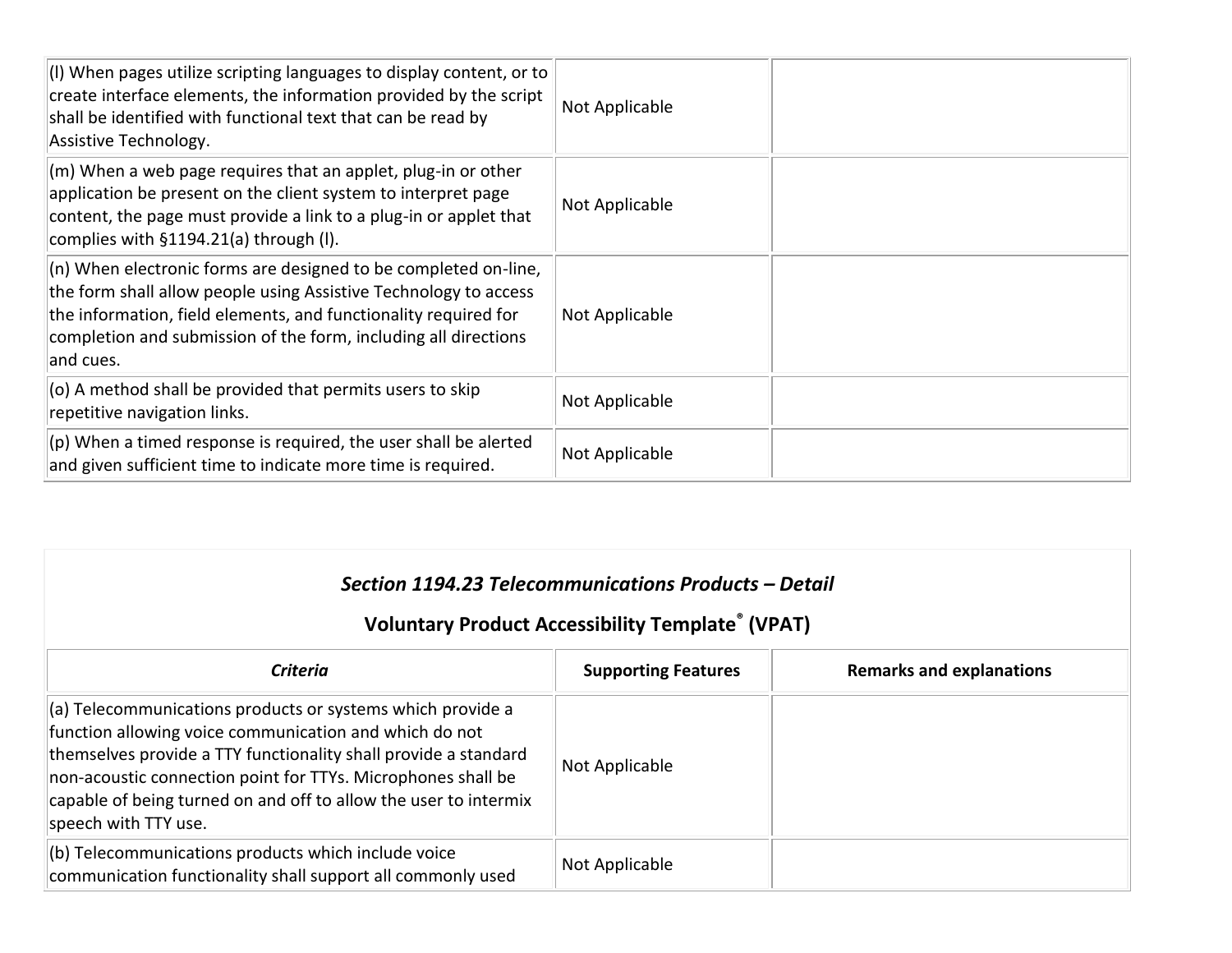| | | |
|---|---|---|
| (l) When pages utilize scripting languages to display content, or to create interface elements, the information provided by the script shall be identified with functional text that can be read by Assistive Technology. | Not Applicable | |
| (m) When a web page requires that an applet, plug-in or other application be present on the client system to interpret page content, the page must provide a link to a plug-in or applet that complies with §1194.21(a) through (l). | Not Applicable | |
| (n) When electronic forms are designed to be completed on-line, the form shall allow people using Assistive Technology to access the information, field elements, and functionality required for completion and submission of the form, including all directions and cues. | Not Applicable | |
| (o) A method shall be provided that permits users to skip repetitive navigation links. | Not Applicable | |
| (p) When a timed response is required, the user shall be alerted and given sufficient time to indicate more time is required. | Not Applicable | |

### *Section 1194.23 Telecommunications Products – Detail*

### Voluntary Product Accessibility Template® (VPAT)

| *Criteria* | Supporting Features | Remarks and explanations |
|---|---|---|
| (a) Telecommunications products or systems which provide a function allowing voice communication and which do not themselves provide a TTY functionality shall provide a standard non-acoustic connection point for TTYs. Microphones shall be capable of being turned on and off to allow the user to intermix speech with TTY use. | Not Applicable | |
| (b) Telecommunications products which include voice communication functionality shall support all commonly used | Not Applicable | |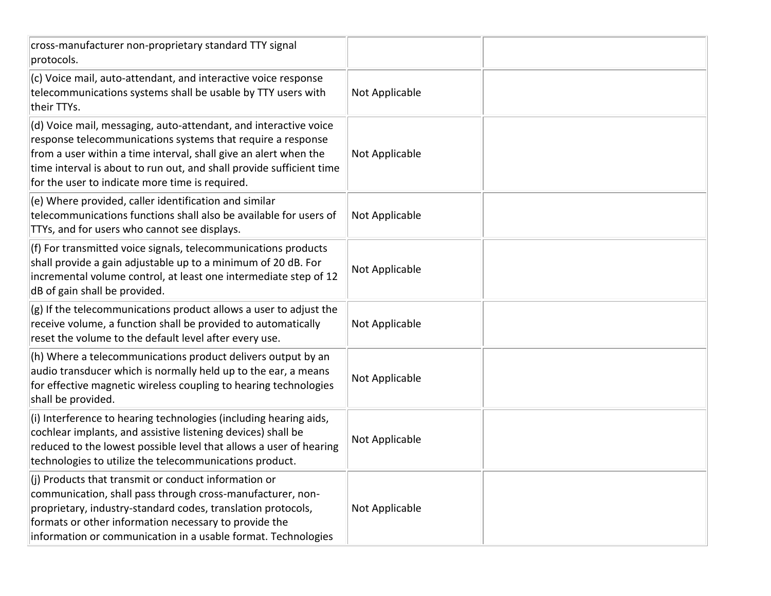| | | |
|---|---|---|
| cross-manufacturer non-proprietary standard TTY signal protocols. | | |
| (c) Voice mail, auto-attendant, and interactive voice response telecommunications systems shall be usable by TTY users with their TTYs. | Not Applicable | |
| (d) Voice mail, messaging, auto-attendant, and interactive voice response telecommunications systems that require a response from a user within a time interval, shall give an alert when the time interval is about to run out, and shall provide sufficient time for the user to indicate more time is required. | Not Applicable | |
| (e) Where provided, caller identification and similar telecommunications functions shall also be available for users of TTYs, and for users who cannot see displays. | Not Applicable | |
| (f) For transmitted voice signals, telecommunications products shall provide a gain adjustable up to a minimum of 20 dB. For incremental volume control, at least one intermediate step of 12 dB of gain shall be provided. | Not Applicable | |
| (g) If the telecommunications product allows a user to adjust the receive volume, a function shall be provided to automatically reset the volume to the default level after every use. | Not Applicable | |
| (h) Where a telecommunications product delivers output by an audio transducer which is normally held up to the ear, a means for effective magnetic wireless coupling to hearing technologies shall be provided. | Not Applicable | |
| (i) Interference to hearing technologies (including hearing aids, cochlear implants, and assistive listening devices) shall be reduced to the lowest possible level that allows a user of hearing technologies to utilize the telecommunications product. | Not Applicable | |
| (j) Products that transmit or conduct information or communication, shall pass through cross-manufacturer, non-proprietary, industry-standard codes, translation protocols, formats or other information necessary to provide the information or communication in a usable format. Technologies | Not Applicable | |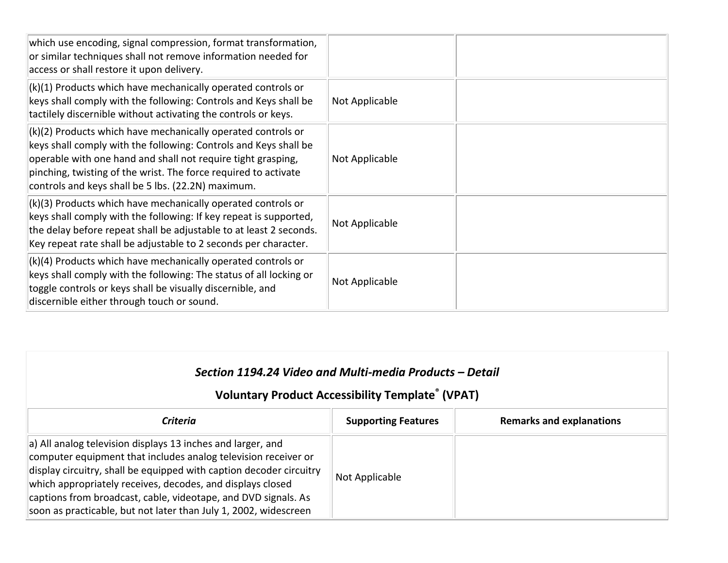| | | |
|---|---|---|
| which use encoding, signal compression, format transformation, or similar techniques shall not remove information needed for access or shall restore it upon delivery. | | |
| (k)(1) Products which have mechanically operated controls or keys shall comply with the following: Controls and Keys shall be tactilely discernible without activating the controls or keys. | Not Applicable | |
| (k)(2) Products which have mechanically operated controls or keys shall comply with the following: Controls and Keys shall be operable with one hand and shall not require tight grasping, pinching, twisting of the wrist. The force required to activate controls and keys shall be 5 lbs. (22.2N) maximum. | Not Applicable | |
| (k)(3) Products which have mechanically operated controls or keys shall comply with the following: If key repeat is supported, the delay before repeat shall be adjustable to at least 2 seconds. Key repeat rate shall be adjustable to 2 seconds per character. | Not Applicable | |
| (k)(4) Products which have mechanically operated controls or keys shall comply with the following: The status of all locking or toggle controls or keys shall be visually discernible, and discernible either through touch or sound. | Not Applicable | |

### *Section 1194.24 Video and Multi-media Products – Detail*

### Voluntary Product Accessibility Template® (VPAT)

| *Criteria* | Supporting Features | Remarks and explanations |
|---|---|---|
| a) All analog television displays 13 inches and larger, and computer equipment that includes analog television receiver or display circuitry, shall be equipped with caption decoder circuitry which appropriately receives, decodes, and displays closed captions from broadcast, cable, videotape, and DVD signals. As soon as practicable, but not later than July 1, 2002, widescreen | Not Applicable | |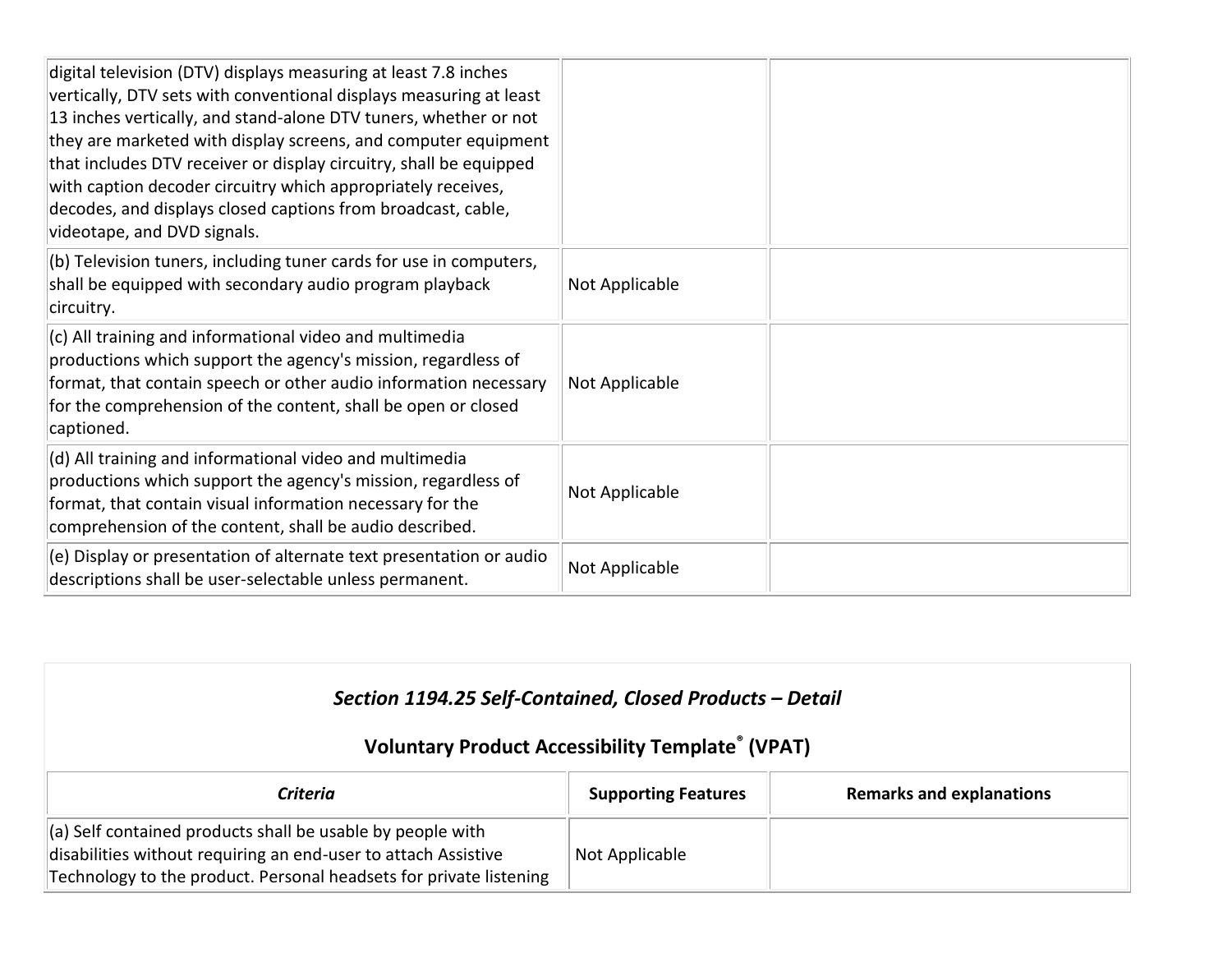| | | |
|---|---|---|
| digital television (DTV) displays measuring at least 7.8 inches vertically, DTV sets with conventional displays measuring at least 13 inches vertically, and stand-alone DTV tuners, whether or not they are marketed with display screens, and computer equipment that includes DTV receiver or display circuitry, shall be equipped with caption decoder circuitry which appropriately receives, decodes, and displays closed captions from broadcast, cable, videotape, and DVD signals. | | |
| (b) Television tuners, including tuner cards for use in computers, shall be equipped with secondary audio program playback circuitry. | Not Applicable | |
| (c) All training and informational video and multimedia productions which support the agency's mission, regardless of format, that contain speech or other audio information necessary for the comprehension of the content, shall be open or closed captioned. | Not Applicable | |
| (d) All training and informational video and multimedia productions which support the agency's mission, regardless of format, that contain visual information necessary for the comprehension of the content, shall be audio described. | Not Applicable | |
| (e) Display or presentation of alternate text presentation or audio descriptions shall be user-selectable unless permanent. | Not Applicable | |

### *Section 1194.25 Self-Contained, Closed Products – Detail*

### Voluntary Product Accessibility Template® (VPAT)

| *Criteria* | Supporting Features | Remarks and explanations |
|---|---|---|
| (a) Self contained products shall be usable by people with disabilities without requiring an end-user to attach Assistive Technology to the product. Personal headsets for private listening | Not Applicable | |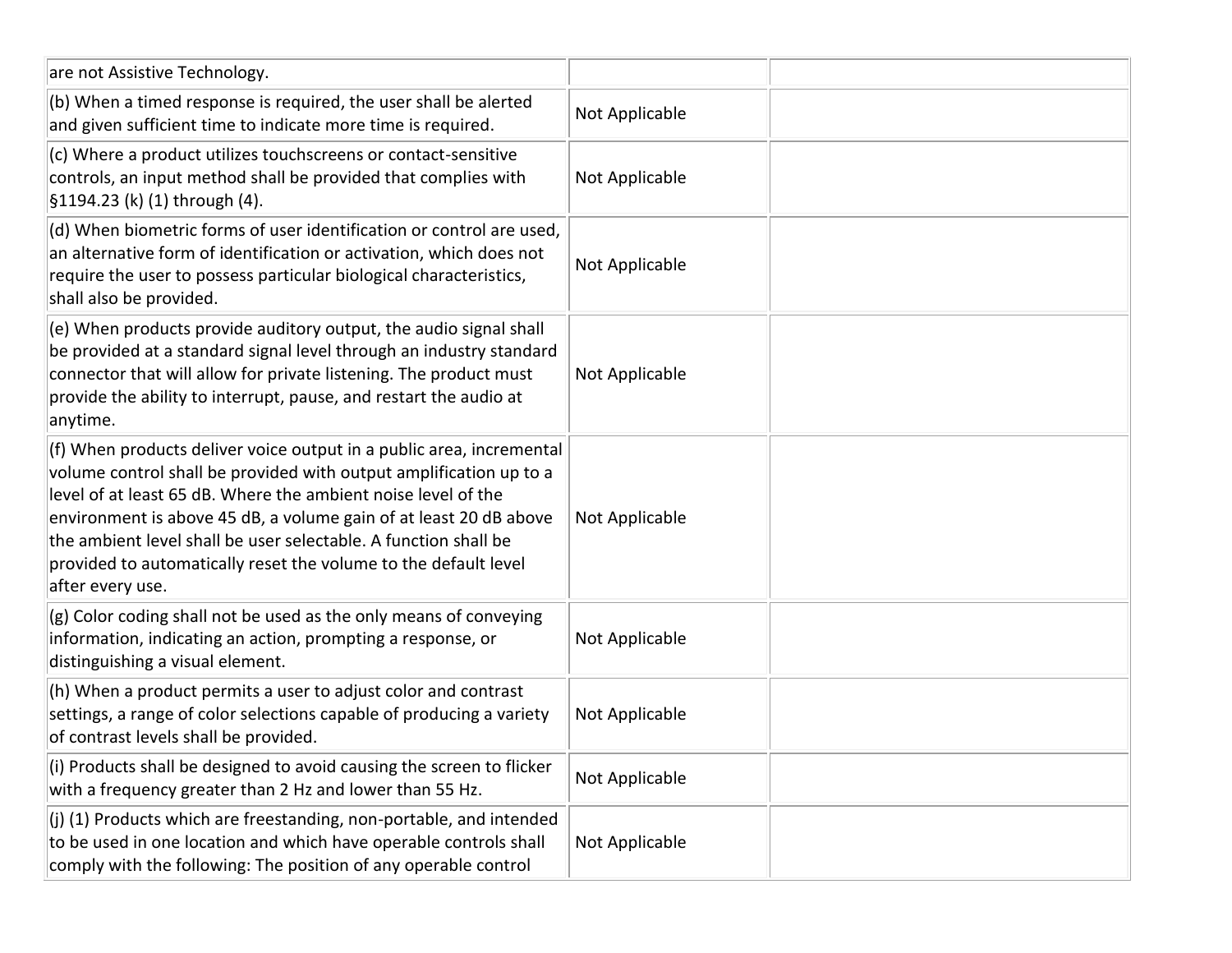| | | |
|---|---|---|
| are not Assistive Technology. | | |
| (b) When a timed response is required, the user shall be alerted and given sufficient time to indicate more time is required. | Not Applicable | |
| (c) Where a product utilizes touchscreens or contact-sensitive controls, an input method shall be provided that complies with §1194.23 (k) (1) through (4). | Not Applicable | |
| (d) When biometric forms of user identification or control are used, an alternative form of identification or activation, which does not require the user to possess particular biological characteristics, shall also be provided. | Not Applicable | |
| (e) When products provide auditory output, the audio signal shall be provided at a standard signal level through an industry standard connector that will allow for private listening. The product must provide the ability to interrupt, pause, and restart the audio at anytime. | Not Applicable | |
| (f) When products deliver voice output in a public area, incremental volume control shall be provided with output amplification up to a level of at least 65 dB. Where the ambient noise level of the environment is above 45 dB, a volume gain of at least 20 dB above the ambient level shall be user selectable. A function shall be provided to automatically reset the volume to the default level after every use. | Not Applicable | |
| (g) Color coding shall not be used as the only means of conveying information, indicating an action, prompting a response, or distinguishing a visual element. | Not Applicable | |
| (h) When a product permits a user to adjust color and contrast settings, a range of color selections capable of producing a variety of contrast levels shall be provided. | Not Applicable | |
| (i) Products shall be designed to avoid causing the screen to flicker with a frequency greater than 2 Hz and lower than 55 Hz. | Not Applicable | |
| (j) (1) Products which are freestanding, non-portable, and intended to be used in one location and which have operable controls shall comply with the following: The position of any operable control | Not Applicable | |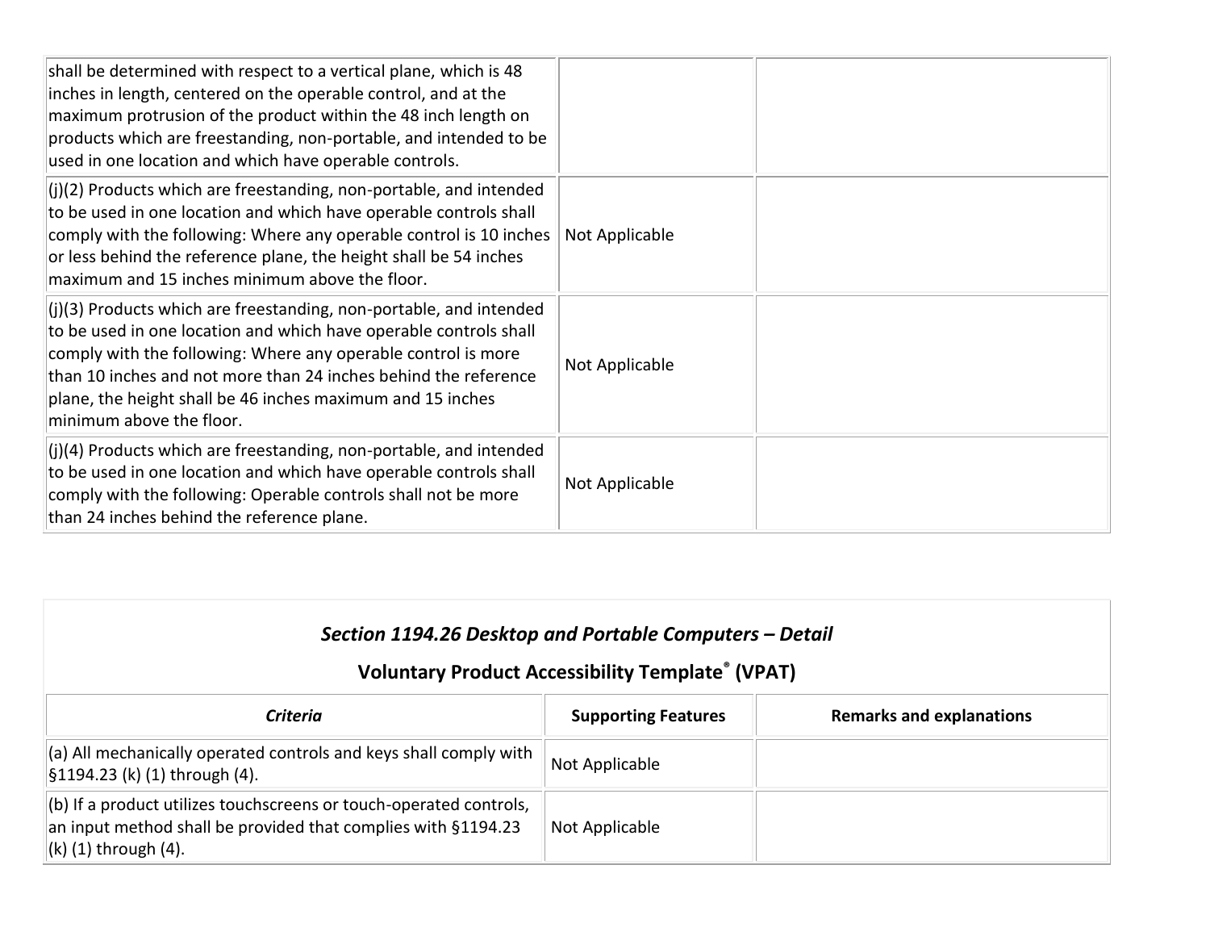| | | |
|---|---|---|
| shall be determined with respect to a vertical plane, which is 48 inches in length, centered on the operable control, and at the maximum protrusion of the product within the 48 inch length on products which are freestanding, non-portable, and intended to be used in one location and which have operable controls. | | |
| (j)(2) Products which are freestanding, non-portable, and intended to be used in one location and which have operable controls shall comply with the following: Where any operable control is 10 inches or less behind the reference plane, the height shall be 54 inches maximum and 15 inches minimum above the floor. | Not Applicable | |
| (j)(3) Products which are freestanding, non-portable, and intended to be used in one location and which have operable controls shall comply with the following: Where any operable control is more than 10 inches and not more than 24 inches behind the reference plane, the height shall be 46 inches maximum and 15 inches minimum above the floor. | Not Applicable | |
| (j)(4) Products which are freestanding, non-portable, and intended to be used in one location and which have operable controls shall comply with the following: Operable controls shall not be more than 24 inches behind the reference plane. | Not Applicable | |

### *Section 1194.26 Desktop and Portable Computers – Detail*

### Voluntary Product Accessibility Template® (VPAT)

| *Criteria* | Supporting Features | Remarks and explanations |
|---|---|---|
| (a) All mechanically operated controls and keys shall comply with §1194.23 (k) (1) through (4). | Not Applicable | |
| (b) If a product utilizes touchscreens or touch-operated controls, an input method shall be provided that complies with §1194.23 (k) (1) through (4). | Not Applicable | |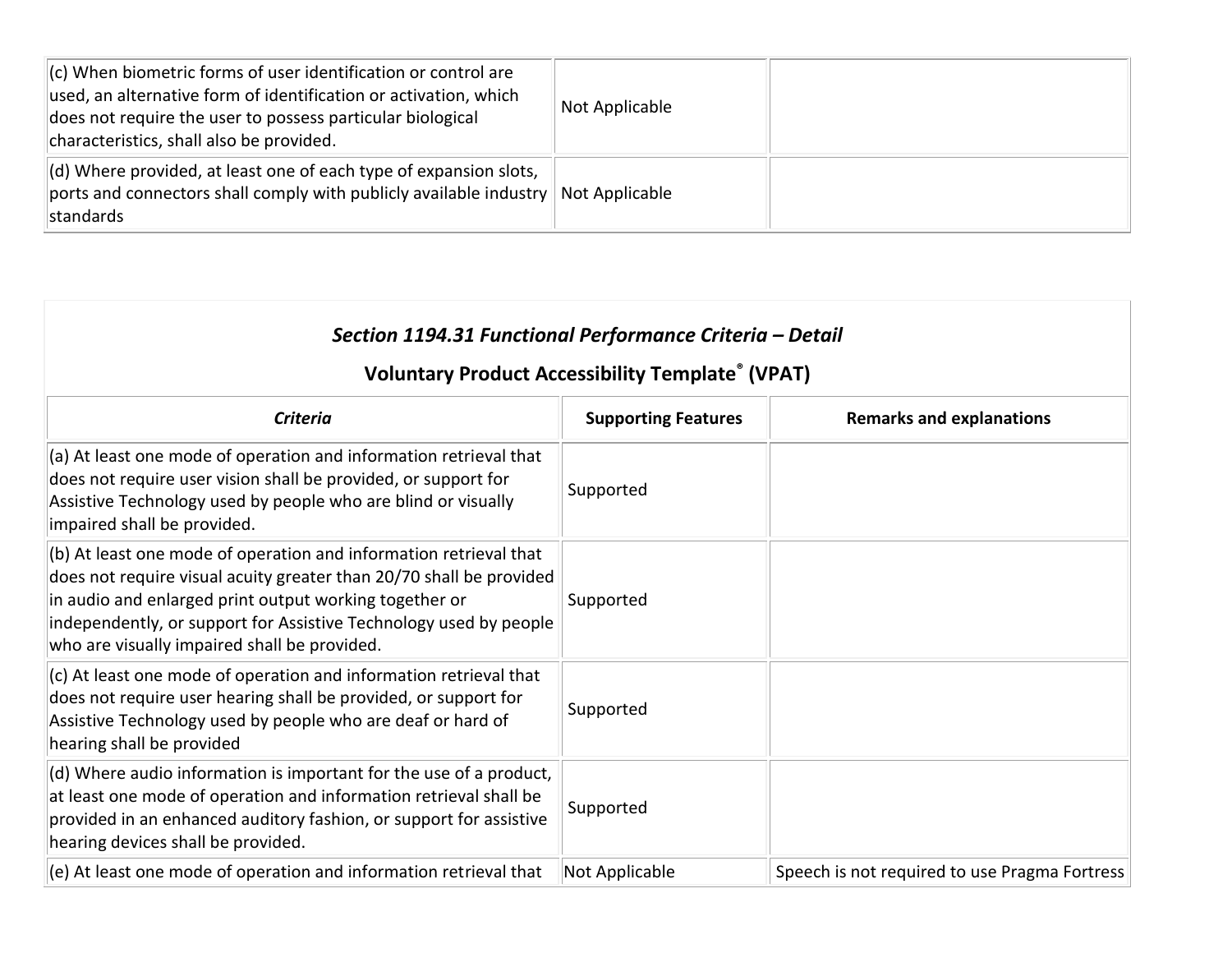| | | |
|---|---|---|
| (c) When biometric forms of user identification or control are used, an alternative form of identification or activation, which does not require the user to possess particular biological characteristics, shall also be provided. | Not Applicable | |
| (d) Where provided, at least one of each type of expansion slots, ports and connectors shall comply with publicly available industry standards | Not Applicable | |

### *Section 1194.31 Functional Performance Criteria – Detail*

### Voluntary Product Accessibility Template® (VPAT)

| *Criteria* | Supporting Features | Remarks and explanations |
|---|---|---|
| (a) At least one mode of operation and information retrieval that does not require user vision shall be provided, or support for Assistive Technology used by people who are blind or visually impaired shall be provided. | Supported | |
| (b) At least one mode of operation and information retrieval that does not require visual acuity greater than 20/70 shall be provided in audio and enlarged print output working together or independently, or support for Assistive Technology used by people who are visually impaired shall be provided. | Supported | |
| (c) At least one mode of operation and information retrieval that does not require user hearing shall be provided, or support for Assistive Technology used by people who are deaf or hard of hearing shall be provided | Supported | |
| (d) Where audio information is important for the use of a product, at least one mode of operation and information retrieval shall be provided in an enhanced auditory fashion, or support for assistive hearing devices shall be provided. | Supported | |
| (e) At least one mode of operation and information retrieval that | Not Applicable | Speech is not required to use Pragma Fortress |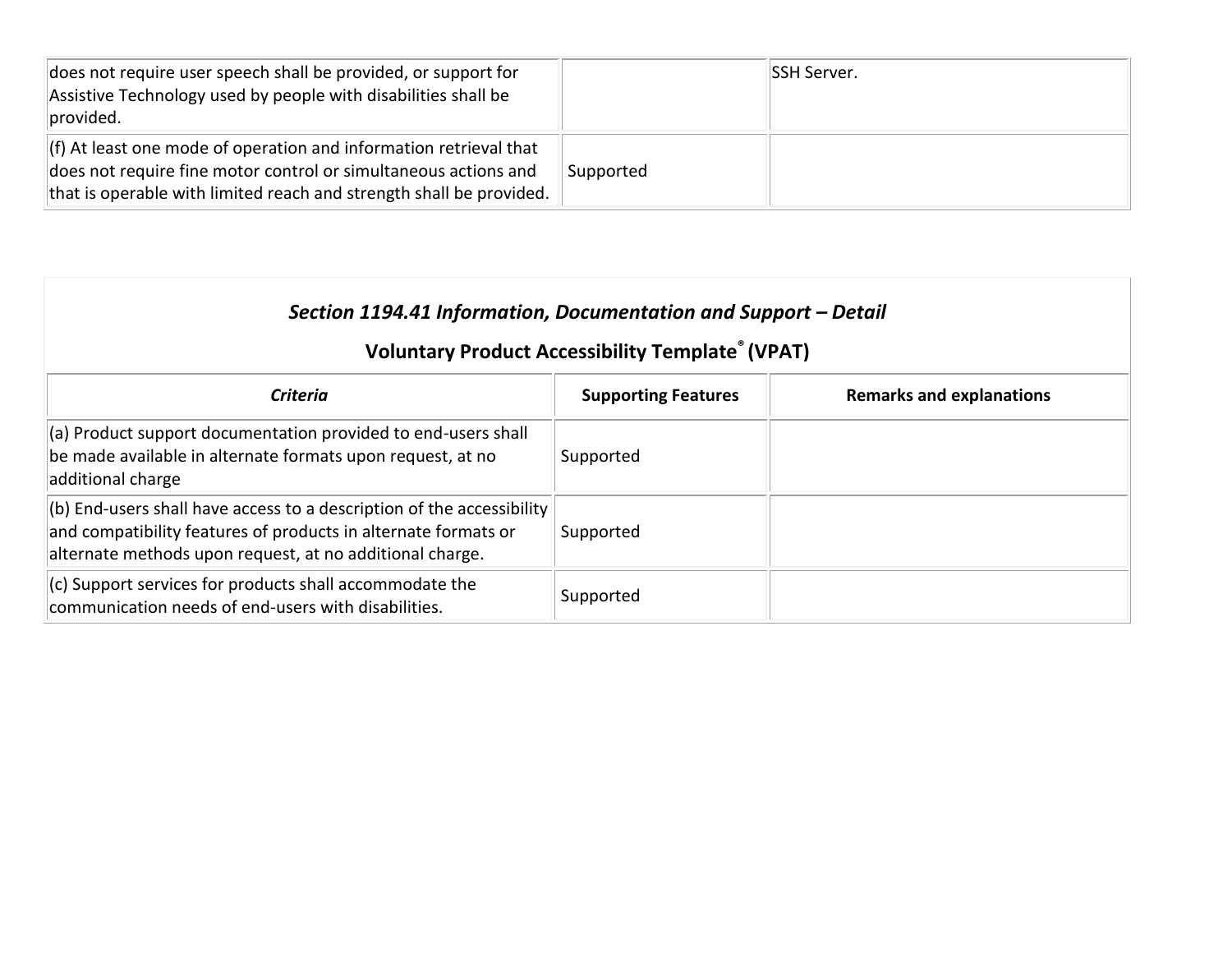| | | |
|---|---|---|
| does not require user speech shall be provided, or support for Assistive Technology used by people with disabilities shall be provided. | | SSH Server. |
| (f) At least one mode of operation and information retrieval that does not require fine motor control or simultaneous actions and that is operable with limited reach and strength shall be provided. | Supported | |

### *Section 1194.41 Information, Documentation and Support – Detail*

### Voluntary Product Accessibility Template® (VPAT)

| *Criteria* | Supporting Features | Remarks and explanations |
|---|---|---|
| (a) Product support documentation provided to end-users shall be made available in alternate formats upon request, at no additional charge | Supported | |
| (b) End-users shall have access to a description of the accessibility and compatibility features of products in alternate formats or alternate methods upon request, at no additional charge. | Supported | |
| (c) Support services for products shall accommodate the communication needs of end-users with disabilities. | Supported | |